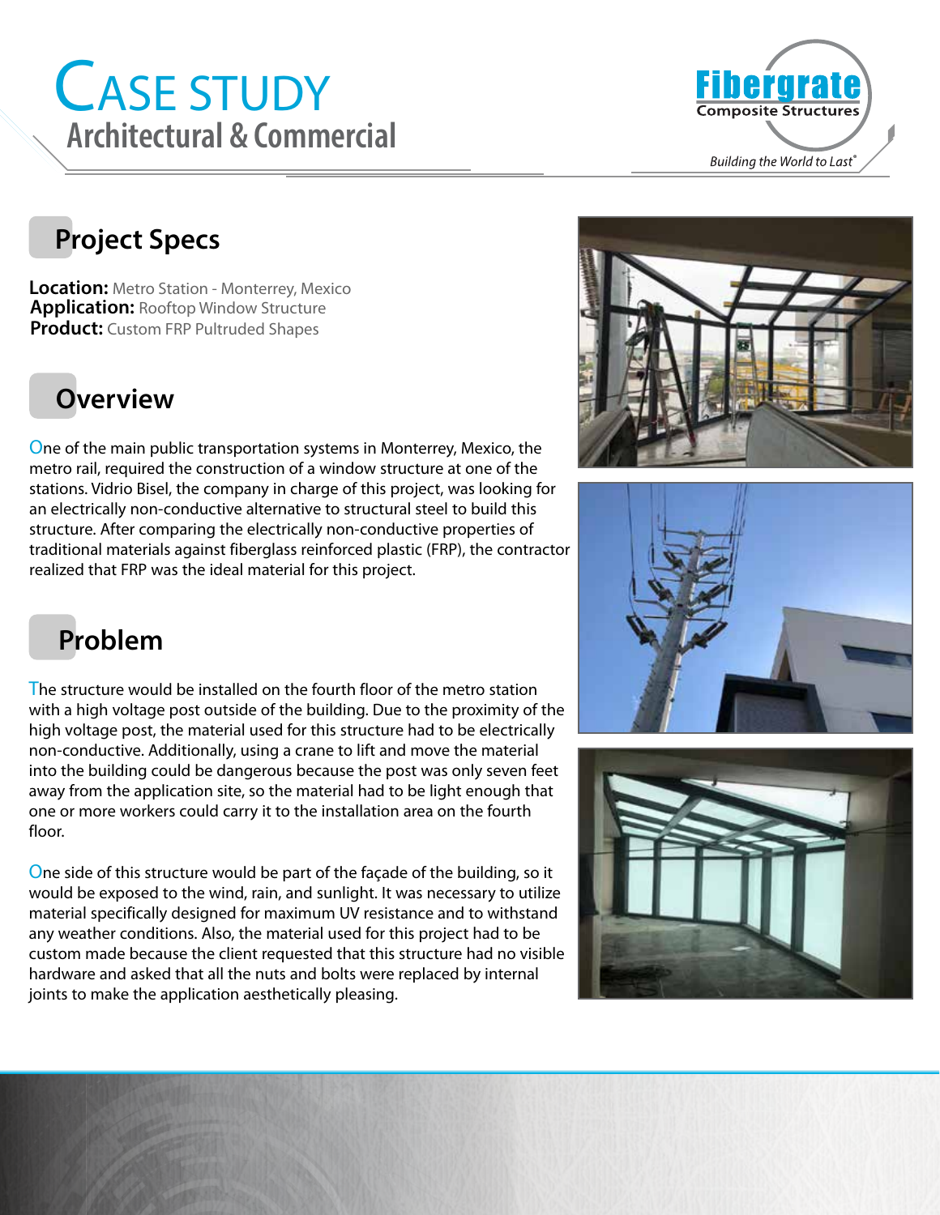# Case Study
## Architectural & Commercial

## Project Specs

**Location:** Metro Station - Monterrey, Mexico
**Application:** Rooftop Window Structure
**Product:** Custom FRP Pultruded Shapes

## Overview

One of the main public transportation systems in Monterrey, Mexico, the metro rail, required the construction of a window structure at one of the stations. Vidrio Bisel, the company in charge of this project, was looking for an electrically non-conductive alternative to structural steel to build this structure. After comparing the electrically non-conductive properties of traditional materials against fiberglass reinforced plastic (FRP), the contractor realized that FRP was the ideal material for this project.

## Problem

The structure would be installed on the fourth floor of the metro station with a high voltage post outside of the building. Due to the proximity of the high voltage post, the material used for this structure had to be electrically non-conductive. Additionally, using a crane to lift and move the material into the building could be dangerous because the post was only seven feet away from the application site, so the material had to be light enough that one or more workers could carry it to the installation area on the fourth floor.

One side of this structure would be part of the façade of the building, so it would be exposed to the wind, rain, and sunlight. It was necessary to utilize material specifically designed for maximum UV resistance and to withstand any weather conditions. Also, the material used for this project had to be custom made because the client requested that this structure had no visible hardware and asked that all the nuts and bolts were replaced by internal joints to make the application aesthetically pleasing.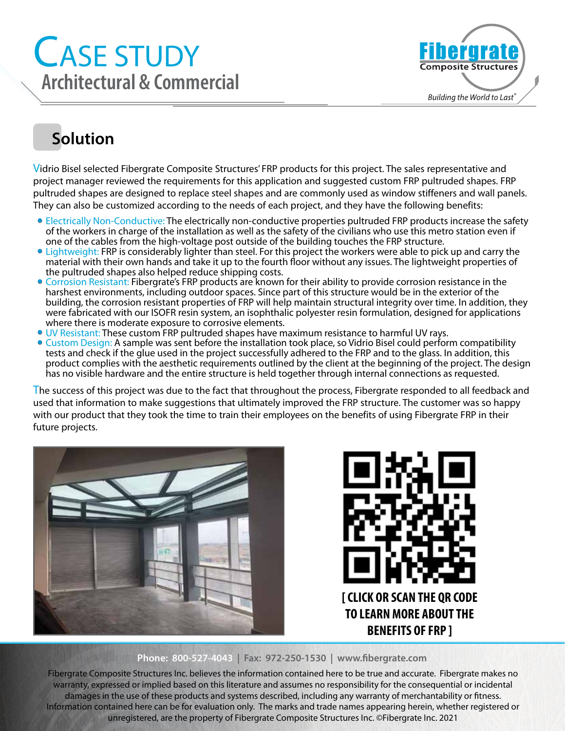# CASE STUDY
## Architectural & Commercial

## Solution

Vidrio Bisel selected Fibergrate Composite Structures' FRP products for this project. The sales representative and project manager reviewed the requirements for this application and suggested custom FRP pultruded shapes. FRP pultruded shapes are designed to replace steel shapes and are commonly used as window stiffeners and wall panels. They can also be customized according to the needs of each project, and they have the following benefits:

- Electrically Non-Conductive: The electrically non-conductive properties pultruded FRP products increase the safety of the workers in charge of the installation as well as the safety of the civilians who use this metro station even if one of the cables from the high-voltage post outside of the building touches the FRP structure.
- Lightweight: FRP is considerably lighter than steel. For this project the workers were able to pick up and carry the material with their own hands and take it up to the fourth floor without any issues. The lightweight properties of the pultruded shapes also helped reduce shipping costs.
- Corrosion Resistant: Fibergrate's FRP products are known for their ability to provide corrosion resistance in the harshest environments, including outdoor spaces. Since part of this structure would be in the exterior of the building, the corrosion resistant properties of FRP will help maintain structural integrity over time. In addition, they were fabricated with our ISOFR resin system, an isophthalic polyester resin formulation, designed for applications where there is moderate exposure to corrosive elements.
- UV Resistant: These custom FRP pultruded shapes have maximum resistance to harmful UV rays.
- Custom Design: A sample was sent before the installation took place, so Vidrio Bisel could perform compatibility tests and check if the glue used in the project successfully adhered to the FRP and to the glass. In addition, this product complies with the aesthetic requirements outlined by the client at the beginning of the project. The design has no visible hardware and the entire structure is held together through internal connections as requested.

The success of this project was due to the fact that throughout the process, Fibergrate responded to all feedback and used that information to make suggestions that ultimately improved the FRP structure. The customer was so happy with our product that they took the time to train their employees on the benefits of using Fibergrate FRP in their future projects.

**[ CLICK OR SCAN THE QR CODE TO LEARN MORE ABOUT THE BENEFITS OF FRP ]**

Phone: 800-527-4043 | Fax: 972-250-1530 | www.fibergrate.com

Fibergrate Composite Structures Inc. believes the information contained here to be true and accurate. Fibergrate makes no warranty, expressed or implied based on this literature and assumes no responsibility for the consequential or incidental damages in the use of these products and systems described, including any warranty of merchantability or fitness. Information contained here can be for evaluation only. The marks and trade names appearing herein, whether registered or unregistered, are the property of Fibergrate Composite Structures Inc. ©Fibergrate Inc. 2021